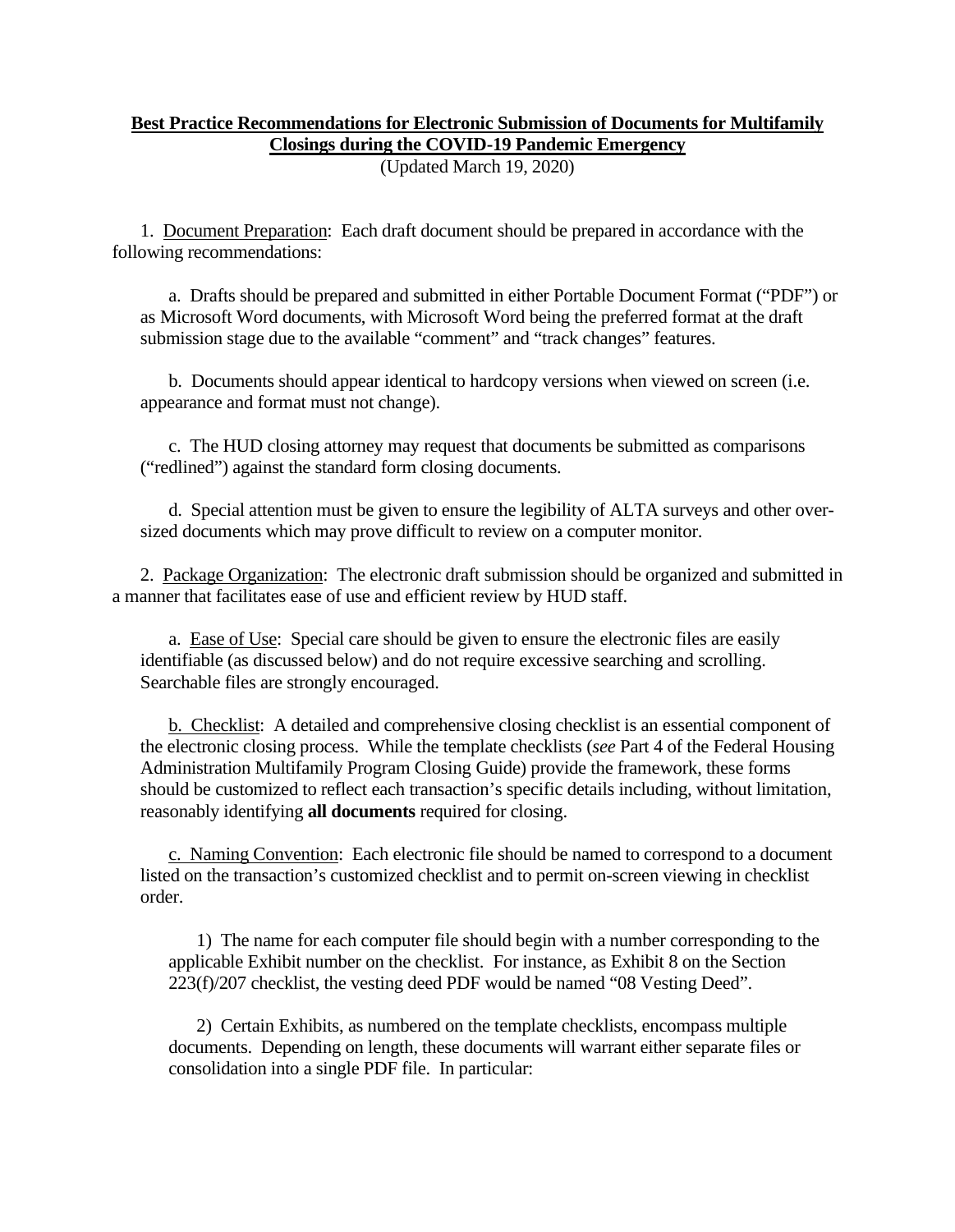**Best Practice Recommendations for Electronic Submission of Documents for Multifamily Closings during the COVID-19 Pandemic Emergency**

(Updated March 19, 2020)

1. Document Preparation: Each draft document should be prepared in accordance with the following recommendations:

   a. Drafts should be prepared and submitted in either Portable Document Format ("PDF") or as Microsoft Word documents, with Microsoft Word being the preferred format at the draft submission stage due to the available "comment" and "track changes" features.

   b. Documents should appear identical to hardcopy versions when viewed on screen (i.e. appearance and format must not change).

   c. The HUD closing attorney may request that documents be submitted as comparisons ("redlined") against the standard form closing documents.

   d. Special attention must be given to ensure the legibility of ALTA surveys and other over-sized documents which may prove difficult to review on a computer monitor.

2. Package Organization: The electronic draft submission should be organized and submitted in a manner that facilitates ease of use and efficient review by HUD staff.

   a. Ease of Use: Special care should be given to ensure the electronic files are easily identifiable (as discussed below) and do not require excessive searching and scrolling. Searchable files are strongly encouraged.

   b. Checklist: A detailed and comprehensive closing checklist is an essential component of the electronic closing process. While the template checklists (*see* Part 4 of the Federal Housing Administration Multifamily Program Closing Guide) provide the framework, these forms should be customized to reflect each transaction's specific details including, without limitation, reasonably identifying **all documents** required for closing.

   c. Naming Convention: Each electronic file should be named to correspond to a document listed on the transaction's customized checklist and to permit on-screen viewing in checklist order.

      1) The name for each computer file should begin with a number corresponding to the applicable Exhibit number on the checklist. For instance, as Exhibit 8 on the Section 223(f)/207 checklist, the vesting deed PDF would be named "08 Vesting Deed".

      2) Certain Exhibits, as numbered on the template checklists, encompass multiple documents. Depending on length, these documents will warrant either separate files or consolidation into a single PDF file. In particular: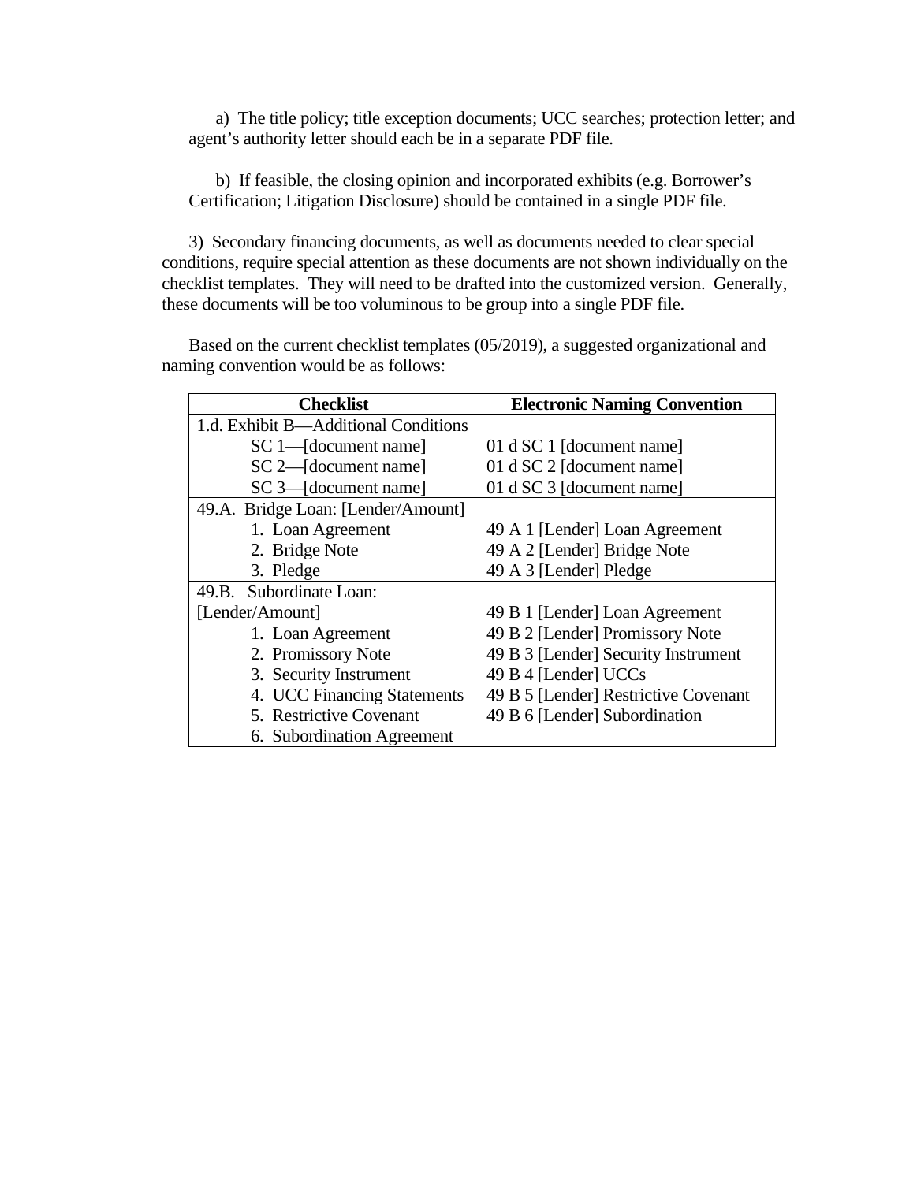a) The title policy; title exception documents; UCC searches; protection letter; and agent's authority letter should each be in a separate PDF file.

b) If feasible, the closing opinion and incorporated exhibits (e.g. Borrower's Certification; Litigation Disclosure) should be contained in a single PDF file.

3) Secondary financing documents, as well as documents needed to clear special conditions, require special attention as these documents are not shown individually on the checklist templates. They will need to be drafted into the customized version. Generally, these documents will be too voluminous to be group into a single PDF file.

Based on the current checklist templates (05/2019), a suggested organizational and naming convention would be as follows:

| Checklist | Electronic Naming Convention |
|---|---|
| 1.d. Exhibit B—Additional Conditions | |
| SC 1—[document name] | 01 d SC 1 [document name] |
| SC 2—[document name] | 01 d SC 2 [document name] |
| SC 3—[document name] | 01 d SC 3 [document name] |
| 49.A. Bridge Loan: [Lender/Amount] | |
| 1. Loan Agreement | 49 A 1 [Lender] Loan Agreement |
| 2. Bridge Note | 49 A 2 [Lender] Bridge Note |
| 3. Pledge | 49 A 3 [Lender] Pledge |
| 49.B. Subordinate Loan: [Lender/Amount] | |
| 1. Loan Agreement | 49 B 1 [Lender] Loan Agreement |
| 2. Promissory Note | 49 B 2 [Lender] Promissory Note |
| 3. Security Instrument | 49 B 3 [Lender] Security Instrument |
| 4. UCC Financing Statements | 49 B 4 [Lender] UCCs |
| 5. Restrictive Covenant | 49 B 5 [Lender] Restrictive Covenant |
| 6. Subordination Agreement | 49 B 6 [Lender] Subordination |